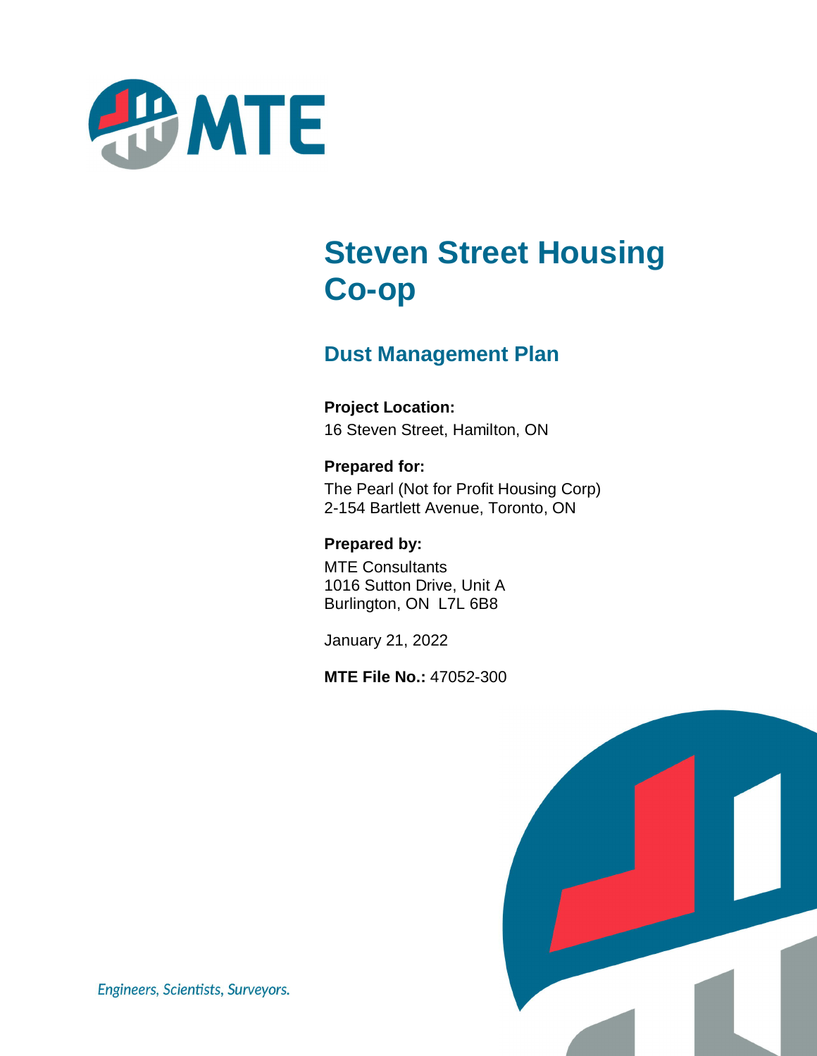# Steven Street Housing Co-op

## Dust Management Plan

**Project Location:**
16 Steven Street, Hamilton, ON

**Prepared for:**
The Pearl (Not for Profit Housing Corp)
2-154 Bartlett Avenue, Toronto, ON

**Prepared by:**
MTE Consultants
1016 Sutton Drive, Unit A
Burlington, ON L7L 6B8

January 21, 2022

**MTE File No.:** 47052-300

*Engineers, Scientists, Surveyors.*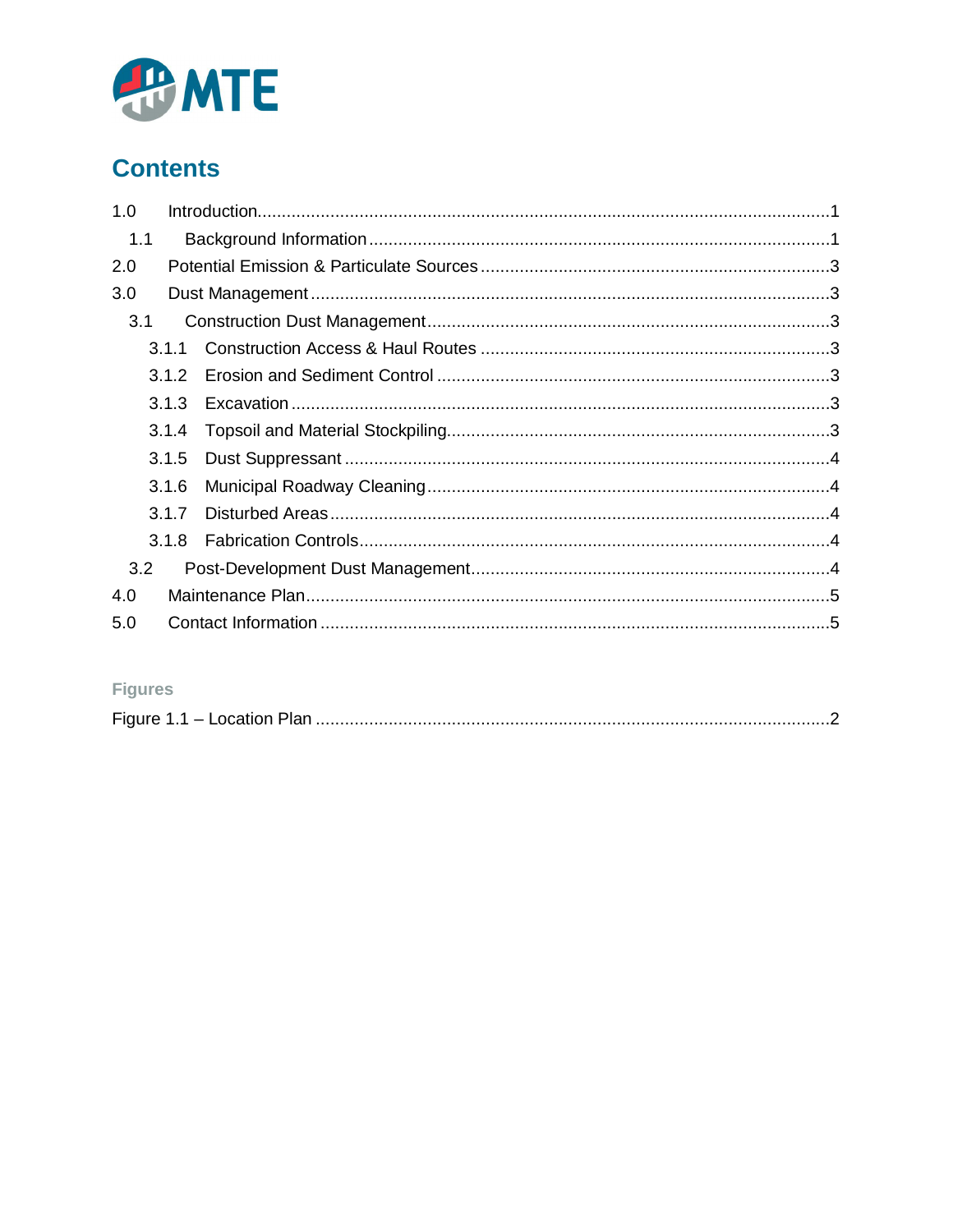# Contents

1.0 Introduction.....1
  1.1 Background Information.....1
2.0 Potential Emission & Particulate Sources.....3
3.0 Dust Management.....3
  3.1 Construction Dust Management.....3
    3.1.1 Construction Access & Haul Routes.....3
    3.1.2 Erosion and Sediment Control.....3
    3.1.3 Excavation.....3
    3.1.4 Topsoil and Material Stockpiling.....3
    3.1.5 Dust Suppressant.....4
    3.1.6 Municipal Roadway Cleaning.....4
    3.1.7 Disturbed Areas.....4
    3.1.8 Fabrication Controls.....4
  3.2 Post-Development Dust Management.....4
4.0 Maintenance Plan.....5
5.0 Contact Information.....5

## Figures

Figure 1.1 – Location Plan.....2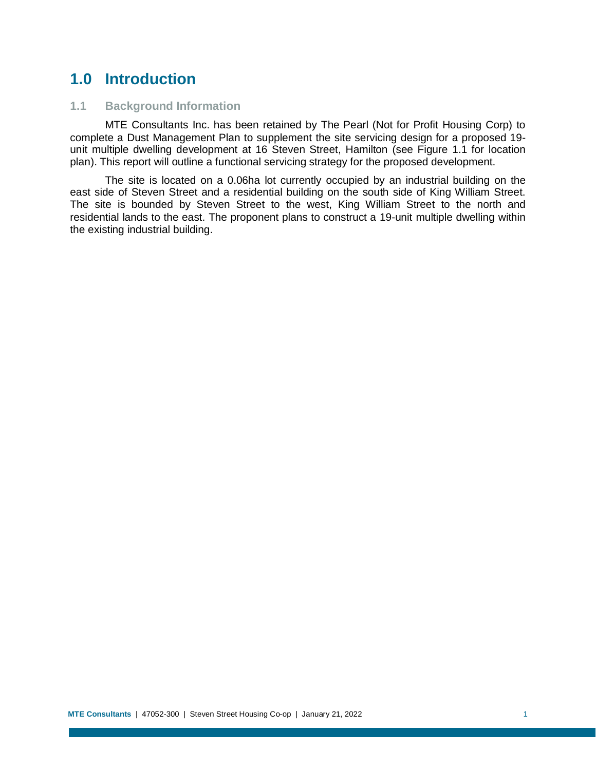# 1.0 Introduction

## 1.1 Background Information

MTE Consultants Inc. has been retained by The Pearl (Not for Profit Housing Corp) to complete a Dust Management Plan to supplement the site servicing design for a proposed 19-unit multiple dwelling development at 16 Steven Street, Hamilton (see Figure 1.1 for location plan). This report will outline a functional servicing strategy for the proposed development.

The site is located on a 0.06ha lot currently occupied by an industrial building on the east side of Steven Street and a residential building on the south side of King William Street. The site is bounded by Steven Street to the west, King William Street to the north and residential lands to the east. The proponent plans to construct a 19-unit multiple dwelling within the existing industrial building.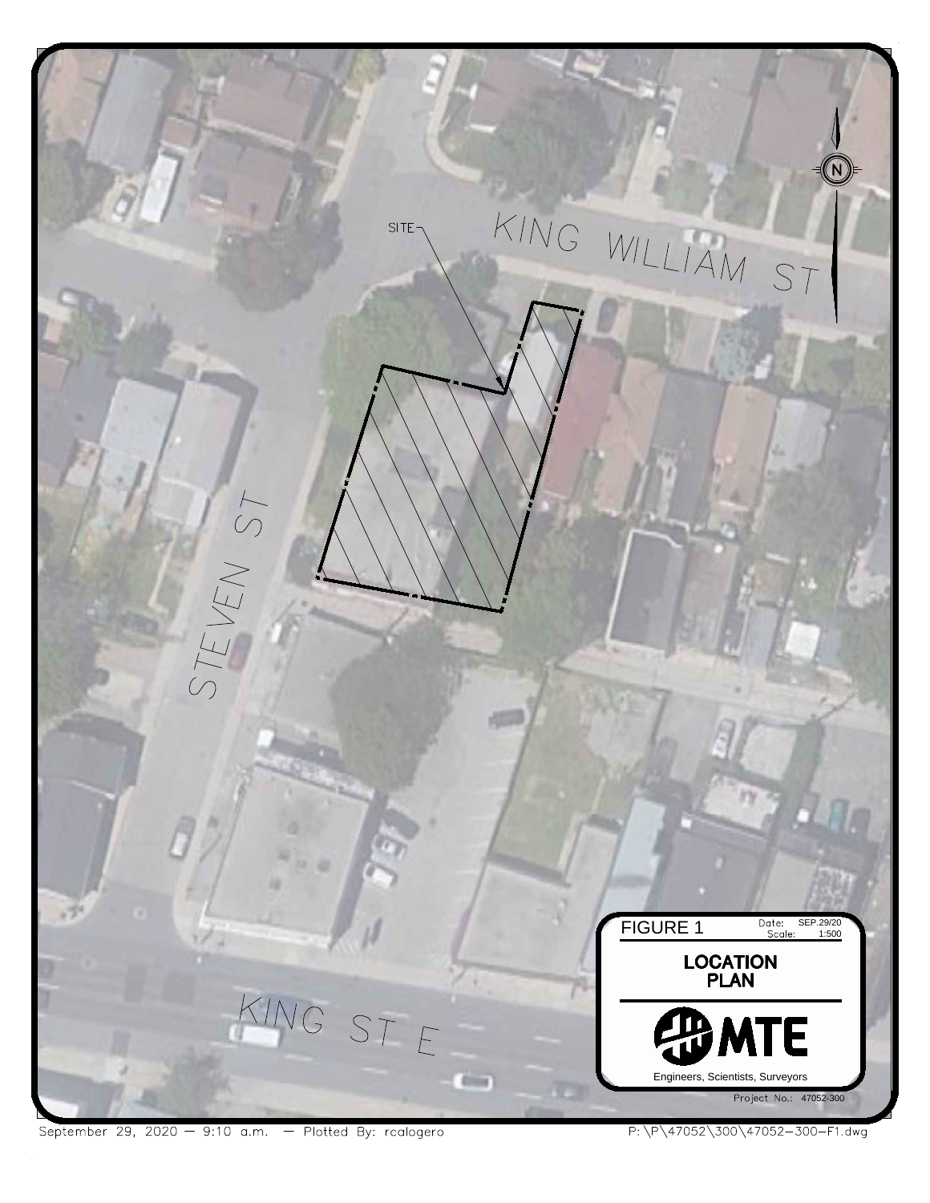SITE

KING WILLIAM ST

STEVEN ST

KING ST E

FIGURE 1

Date: SEP.29/20
Scale: 1:500

**LOCATION PLAN**

**MTE**

Engineers, Scientists, Surveyors

Project No.: 47052-300

September 29, 2020 — 9:10 a.m. — Plotted By: rcalogero

P:\P\47052\300\47052-300-F1.dwg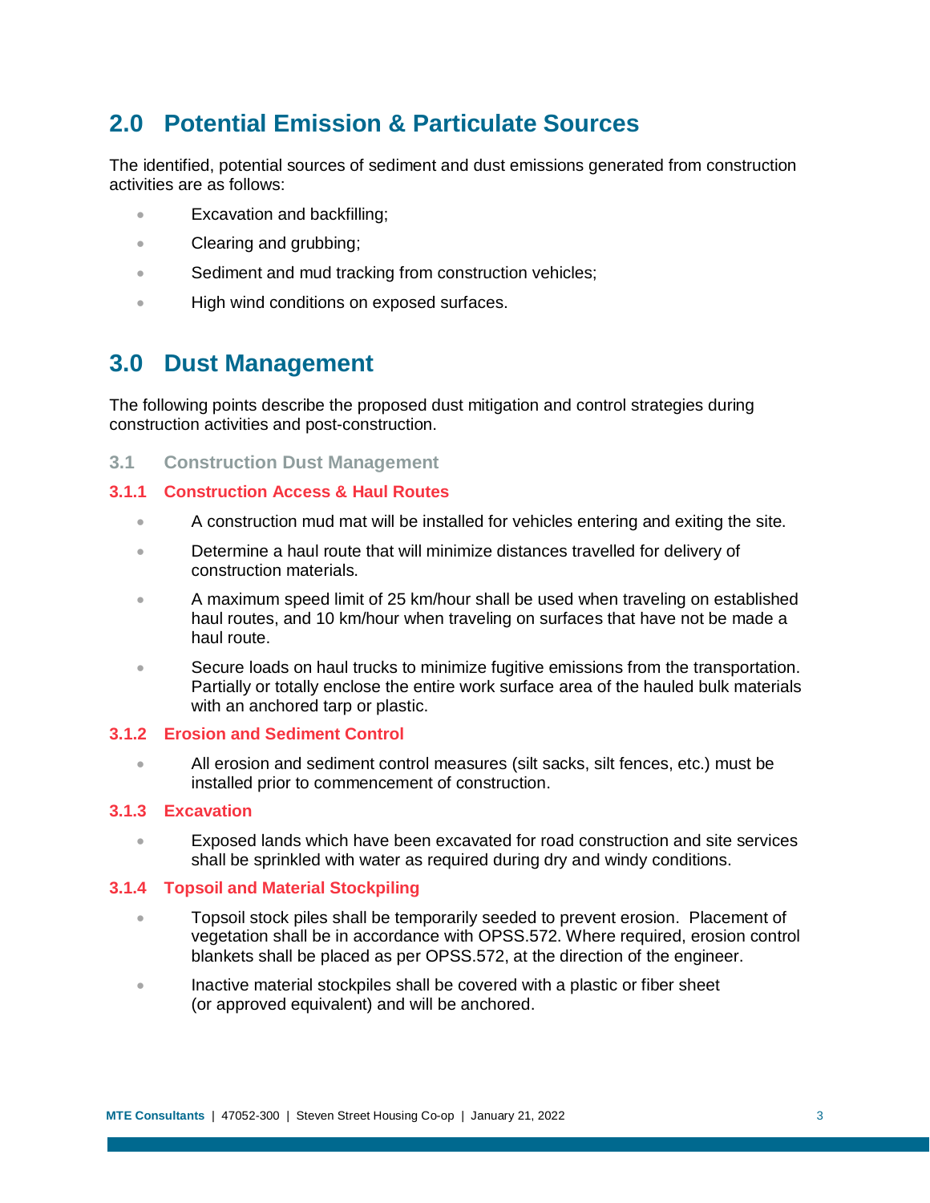# 2.0 Potential Emission & Particulate Sources

The identified, potential sources of sediment and dust emissions generated from construction activities are as follows:

- Excavation and backfilling;
- Clearing and grubbing;
- Sediment and mud tracking from construction vehicles;
- High wind conditions on exposed surfaces.

# 3.0 Dust Management

The following points describe the proposed dust mitigation and control strategies during construction activities and post-construction.

## 3.1 Construction Dust Management

### 3.1.1 Construction Access & Haul Routes

- A construction mud mat will be installed for vehicles entering and exiting the site.
- Determine a haul route that will minimize distances travelled for delivery of construction materials.
- A maximum speed limit of 25 km/hour shall be used when traveling on established haul routes, and 10 km/hour when traveling on surfaces that have not be made a haul route.
- Secure loads on haul trucks to minimize fugitive emissions from the transportation. Partially or totally enclose the entire work surface area of the hauled bulk materials with an anchored tarp or plastic.

### 3.1.2 Erosion and Sediment Control

- All erosion and sediment control measures (silt sacks, silt fences, etc.) must be installed prior to commencement of construction.

### 3.1.3 Excavation

- Exposed lands which have been excavated for road construction and site services shall be sprinkled with water as required during dry and windy conditions.

### 3.1.4 Topsoil and Material Stockpiling

- Topsoil stock piles shall be temporarily seeded to prevent erosion. Placement of vegetation shall be in accordance with OPSS.572. Where required, erosion control blankets shall be placed as per OPSS.572, at the direction of the engineer.
- Inactive material stockpiles shall be covered with a plastic or fiber sheet (or approved equivalent) and will be anchored.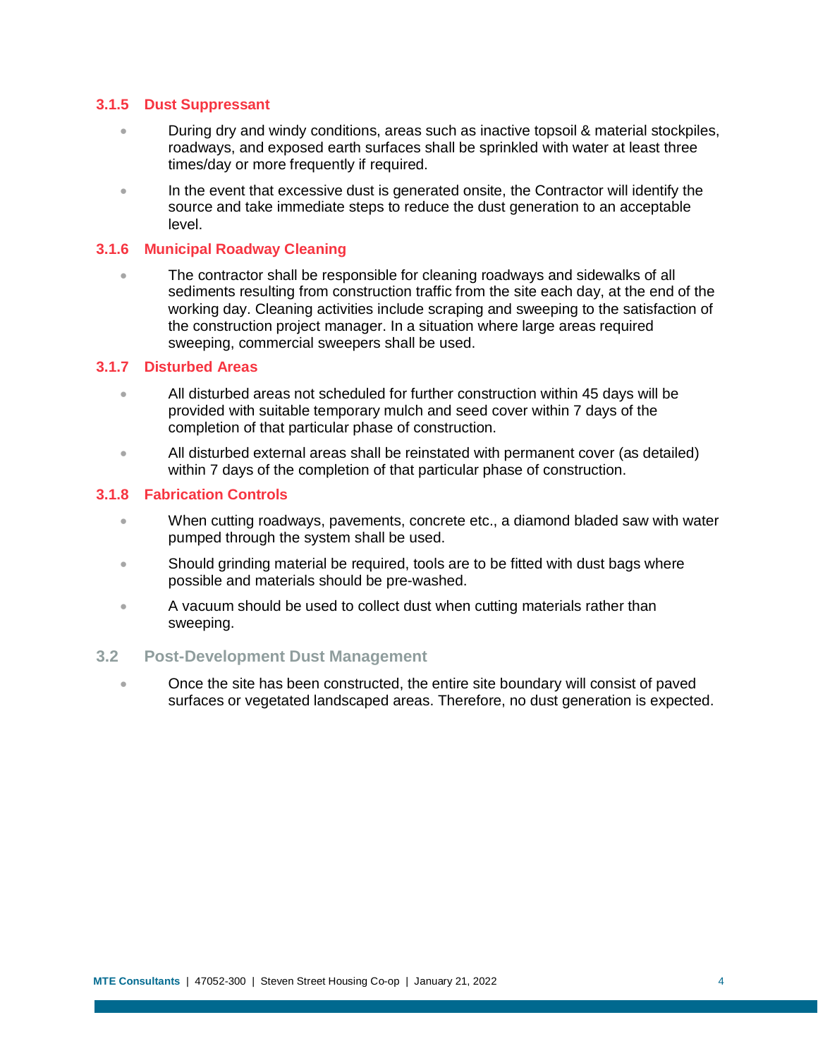#### 3.1.5 Dust Suppressant

- During dry and windy conditions, areas such as inactive topsoil & material stockpiles, roadways, and exposed earth surfaces shall be sprinkled with water at least three times/day or more frequently if required.
- In the event that excessive dust is generated onsite, the Contractor will identify the source and take immediate steps to reduce the dust generation to an acceptable level.

#### 3.1.6 Municipal Roadway Cleaning

- The contractor shall be responsible for cleaning roadways and sidewalks of all sediments resulting from construction traffic from the site each day, at the end of the working day. Cleaning activities include scraping and sweeping to the satisfaction of the construction project manager. In a situation where large areas required sweeping, commercial sweepers shall be used.

#### 3.1.7 Disturbed Areas

- All disturbed areas not scheduled for further construction within 45 days will be provided with suitable temporary mulch and seed cover within 7 days of the completion of that particular phase of construction.
- All disturbed external areas shall be reinstated with permanent cover (as detailed) within 7 days of the completion of that particular phase of construction.

#### 3.1.8 Fabrication Controls

- When cutting roadways, pavements, concrete etc., a diamond bladed saw with water pumped through the system shall be used.
- Should grinding material be required, tools are to be fitted with dust bags where possible and materials should be pre-washed.
- A vacuum should be used to collect dust when cutting materials rather than sweeping.

### 3.2 Post-Development Dust Management

- Once the site has been constructed, the entire site boundary will consist of paved surfaces or vegetated landscaped areas. Therefore, no dust generation is expected.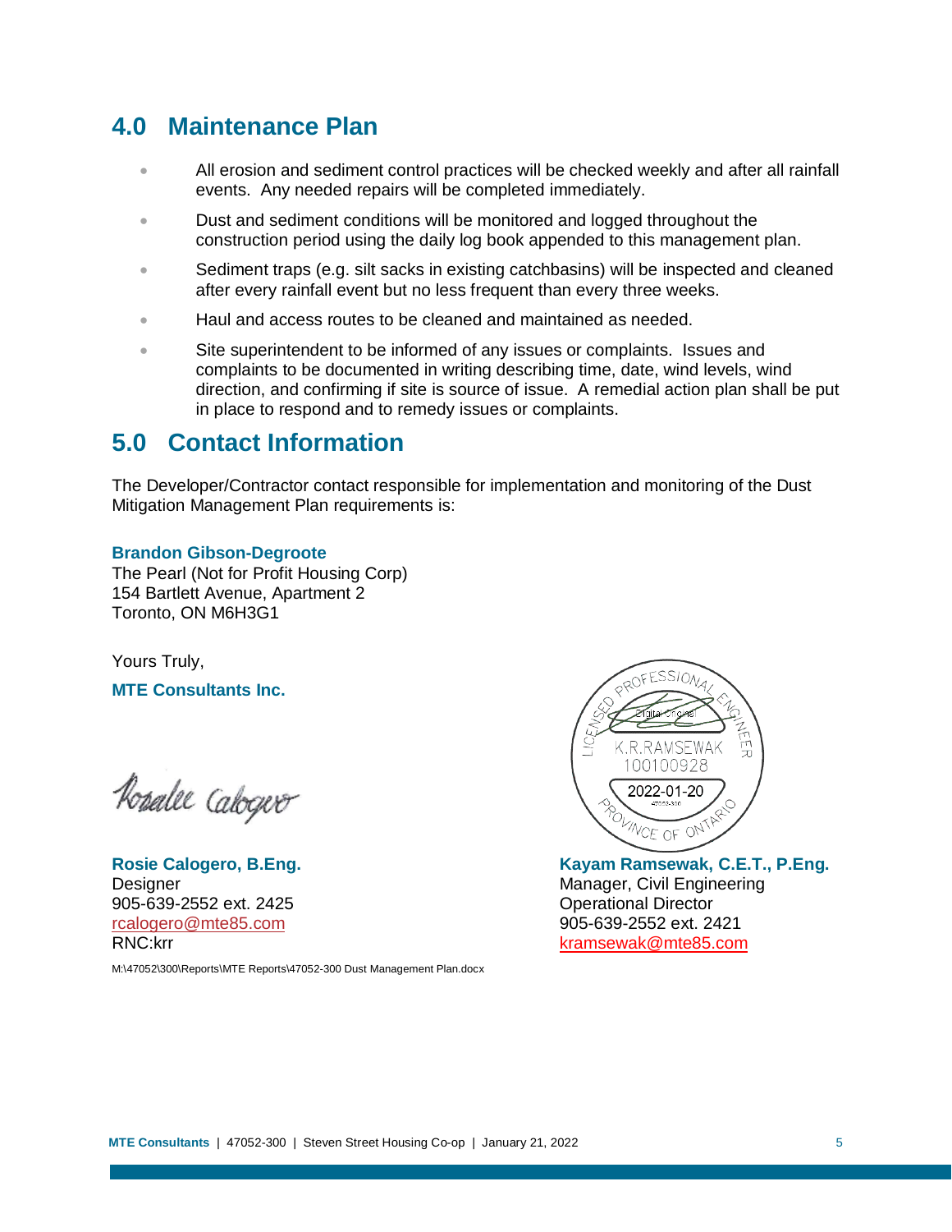## 4.0 Maintenance Plan

- All erosion and sediment control practices will be checked weekly and after all rainfall events. Any needed repairs will be completed immediately.
- Dust and sediment conditions will be monitored and logged throughout the construction period using the daily log book appended to this management plan.
- Sediment traps (e.g. silt sacks in existing catchbasins) will be inspected and cleaned after every rainfall event but no less frequent than every three weeks.
- Haul and access routes to be cleaned and maintained as needed.
- Site superintendent to be informed of any issues or complaints. Issues and complaints to be documented in writing describing time, date, wind levels, wind direction, and confirming if site is source of issue. A remedial action plan shall be put in place to respond and to remedy issues or complaints.

## 5.0 Contact Information

The Developer/Contractor contact responsible for implementation and monitoring of the Dust Mitigation Management Plan requirements is:

**Brandon Gibson-Degroote**
The Pearl (Not for Profit Housing Corp)
154 Bartlett Avenue, Apartment 2
Toronto, ON M6H3G1

Yours Truly,

**MTE Consultants Inc.**

LICENSED PROFESSIONAL ENGINEER
K.R.RAMSEWAK
100100928
2022-01-20
PROVINCE OF ONTARIO

**Rosie Calogero, B.Eng.**
Designer
905-639-2552 ext. 2425
rcalogero@mte85.com
RNC:krr

**Kayam Ramsewak, C.E.T., P.Eng.**
Manager, Civil Engineering
Operational Director
905-639-2552 ext. 2421
kramsewak@mte85.com

M:\47052\300\Reports\MTE Reports\47052-300 Dust Management Plan.docx